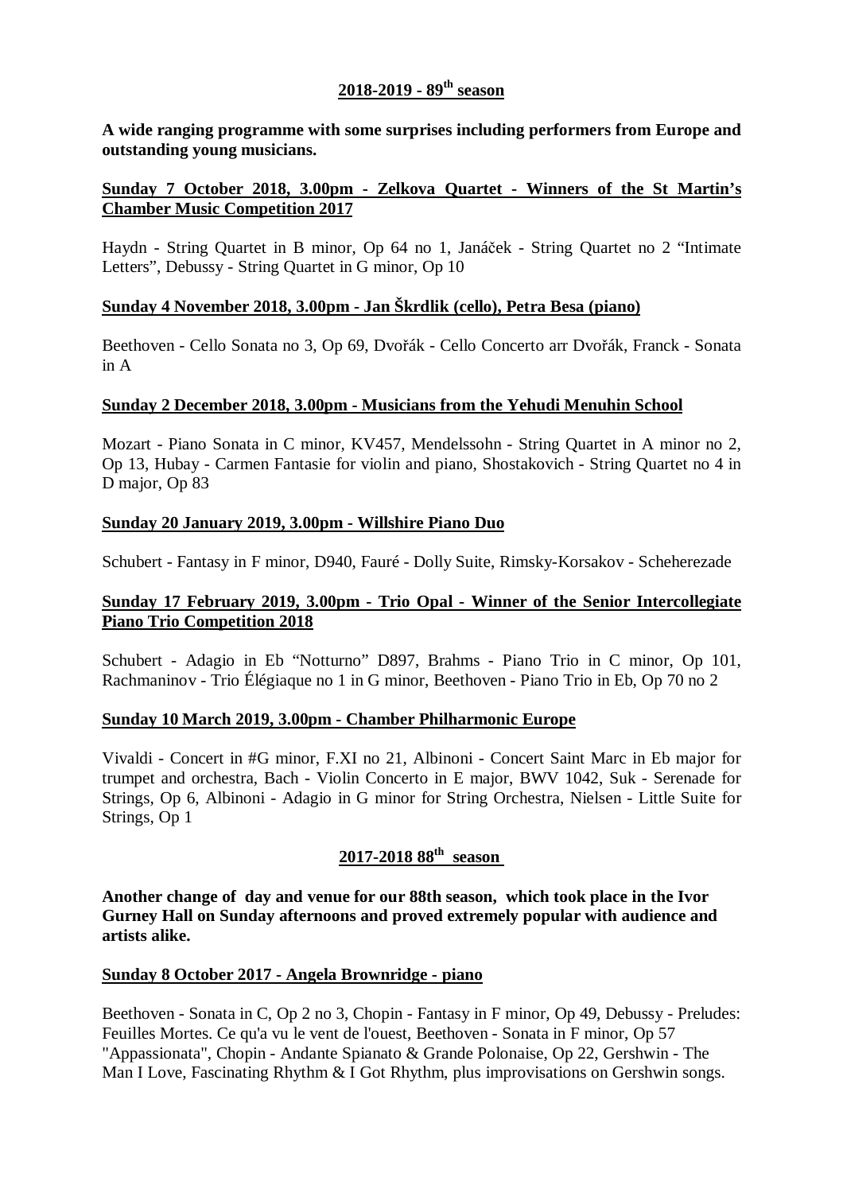## 2018-2019 - 89th season

**A wide ranging programme with some surprises including performers from Europe and outstanding young musicians.**

**Sunday 7 October 2018, 3.00pm - Zelkova Quartet - Winners of the St Martin's Chamber Music Competition 2017**

Haydn - String Quartet in B minor, Op 64 no 1, Janáček - String Quartet no 2 "Intimate Letters", Debussy - String Quartet in G minor, Op 10

**Sunday 4 November 2018, 3.00pm - Jan Škrdlik (cello), Petra Besa (piano)**

Beethoven - Cello Sonata no 3, Op 69, Dvořák - Cello Concerto arr Dvořák, Franck - Sonata in A

**Sunday 2 December 2018, 3.00pm - Musicians from the Yehudi Menuhin School**

Mozart - Piano Sonata in C minor, KV457, Mendelssohn - String Quartet in A minor no 2, Op 13, Hubay - Carmen Fantasie for violin and piano, Shostakovich - String Quartet no 4 in D major, Op 83

**Sunday 20 January 2019, 3.00pm - Willshire Piano Duo**

Schubert - Fantasy in F minor, D940, Fauré - Dolly Suite, Rimsky-Korsakov - Scheherezade

**Sunday 17 February 2019, 3.00pm - Trio Opal - Winner of the Senior Intercollegiate Piano Trio Competition 2018**

Schubert - Adagio in Eb "Notturno" D897, Brahms - Piano Trio in C minor, Op 101, Rachmaninov - Trio Élégiaque no 1 in G minor, Beethoven - Piano Trio in Eb, Op 70 no 2

**Sunday 10 March 2019, 3.00pm - Chamber Philharmonic Europe**

Vivaldi - Concert in #G minor, F.XI no 21, Albinoni - Concert Saint Marc in Eb major for trumpet and orchestra, Bach - Violin Concerto in E major, BWV 1042, Suk - Serenade for Strings, Op 6, Albinoni - Adagio in G minor for String Orchestra, Nielsen - Little Suite for Strings, Op 1

## 2017-2018 88th season

**Another change of day and venue for our 88th season, which took place in the Ivor Gurney Hall on Sunday afternoons and proved extremely popular with audience and artists alike.**

**Sunday 8 October 2017 - Angela Brownridge - piano**

Beethoven - Sonata in C, Op 2 no 3, Chopin - Fantasy in F minor, Op 49, Debussy - Preludes: Feuilles Mortes. Ce qu'a vu le vent de l'ouest, Beethoven - Sonata in F minor, Op 57 "Appassionata", Chopin - Andante Spianato & Grande Polonaise, Op 22, Gershwin - The Man I Love, Fascinating Rhythm & I Got Rhythm, plus improvisations on Gershwin songs.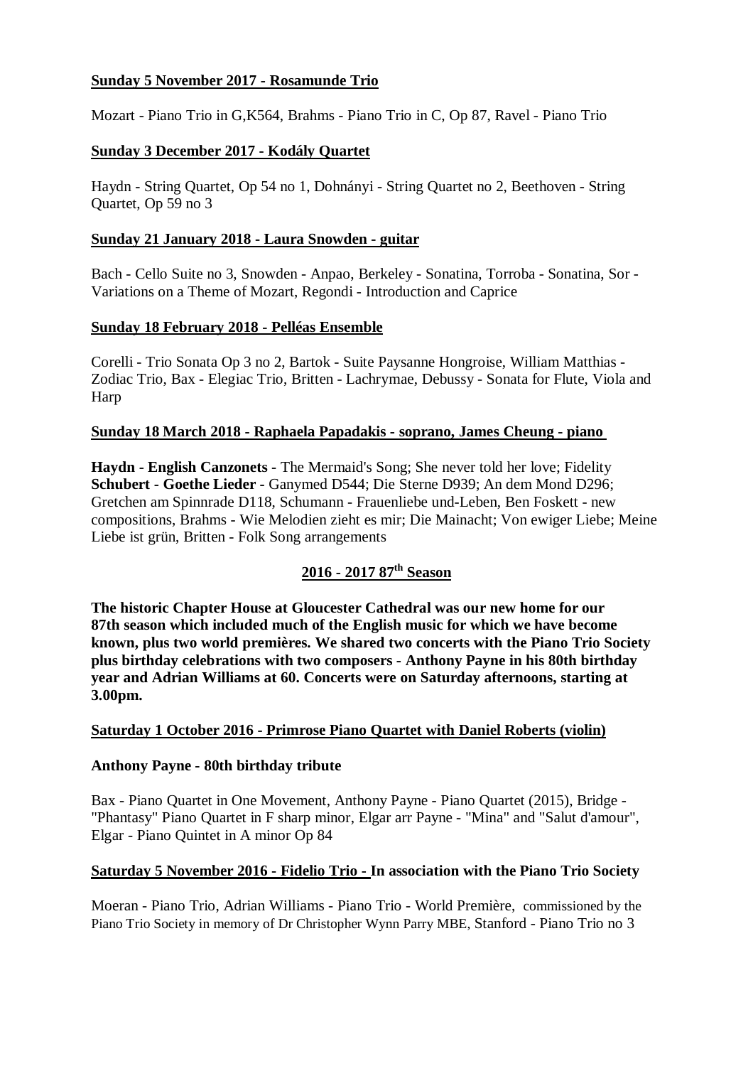**Sunday 5 November 2017 - Rosamunde Trio**

Mozart - Piano Trio in G,K564, Brahms - Piano Trio in C, Op 87, Ravel - Piano Trio

**Sunday 3 December 2017 - Kodály Quartet**

Haydn - String Quartet, Op 54 no 1, Dohnányi - String Quartet no 2, Beethoven - String Quartet, Op 59 no 3

**Sunday 21 January 2018 - Laura Snowden - guitar**

Bach - Cello Suite no 3, Snowden - Anpao, Berkeley - Sonatina, Torroba - Sonatina, Sor - Variations on a Theme of Mozart, Regondi - Introduction and Caprice

**Sunday 18 February 2018 - Pelléas Ensemble**

Corelli - Trio Sonata Op 3 no 2, Bartok - Suite Paysanne Hongroise, William Matthias - Zodiac Trio, Bax - Elegiac Trio, Britten - Lachrymae, Debussy - Sonata for Flute, Viola and Harp

**Sunday 18 March 2018 - Raphaela Papadakis - soprano, James Cheung - piano**

**Haydn - English Canzonets -** The Mermaid's Song; She never told her love; Fidelity **Schubert - Goethe Lieder -** Ganymed D544; Die Sterne D939; An dem Mond D296; Gretchen am Spinnrade D118, Schumann - Frauenliebe und-Leben, Ben Foskett - new compositions, Brahms - Wie Melodien zieht es mir; Die Mainacht; Von ewiger Liebe; Meine Liebe ist grün, Britten - Folk Song arrangements

## 2016 - 2017 87th Season

**The historic Chapter House at Gloucester Cathedral was our new home for our 87th season which included much of the English music for which we have become known, plus two world premières. We shared two concerts with the Piano Trio Society plus birthday celebrations with two composers - Anthony Payne in his 80th birthday year and Adrian Williams at 60. Concerts were on Saturday afternoons, starting at 3.00pm.**

**Saturday 1 October 2016 - Primrose Piano Quartet with Daniel Roberts (violin)**

**Anthony Payne - 80th birthday tribute**

Bax - Piano Quartet in One Movement, Anthony Payne - Piano Quartet (2015), Bridge - "Phantasy" Piano Quartet in F sharp minor, Elgar arr Payne - "Mina" and "Salut d'amour", Elgar - Piano Quintet in A minor Op 84

**Saturday 5 November 2016 - Fidelio Trio - In association with the Piano Trio Society**

Moeran - Piano Trio, Adrian Williams - Piano Trio - World Première, commissioned by the Piano Trio Society in memory of Dr Christopher Wynn Parry MBE, Stanford - Piano Trio no 3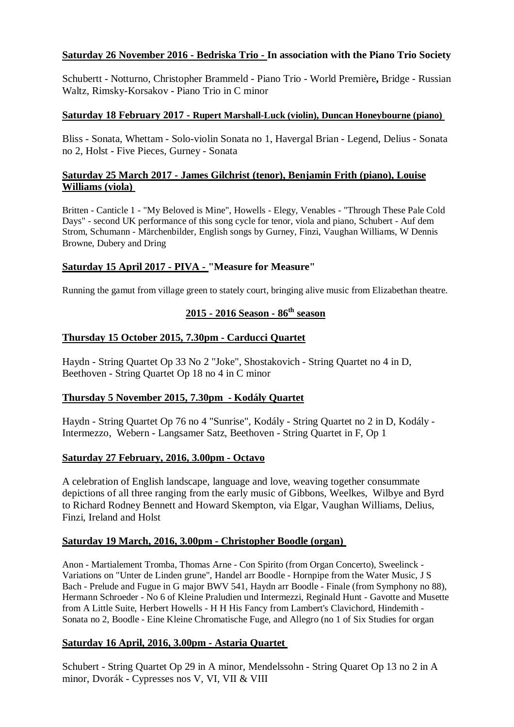**Saturday 26 November 2016 - Bedriska Trio - In association with the Piano Trio Society**

Schubertt - Notturno, Christopher Brammeld - Piano Trio - World Première**,** Bridge - Russian Waltz, Rimsky-Korsakov - Piano Trio in C minor

**Saturday 18 February 2017 - Rupert Marshall-Luck (violin), Duncan Honeybourne (piano)**

Bliss - Sonata, Whettam - Solo-violin Sonata no 1, Havergal Brian - Legend, Delius - Sonata no 2, Holst - Five Pieces, Gurney - Sonata

**Saturday 25 March 2017 - James Gilchrist (tenor), Benjamin Frith (piano), Louise Williams (viola)**

Britten - Canticle 1 - "My Beloved is Mine", Howells - Elegy, Venables - "Through These Pale Cold Days" - second UK performance of this song cycle for tenor, viola and piano, Schubert - Auf dem Strom, Schumann - Märchenbilder, English songs by Gurney, Finzi, Vaughan Williams, W Dennis Browne, Dubery and Dring

**Saturday 15 April 2017 - PIVA - "Measure for Measure"**

Running the gamut from village green to stately court, bringing alive music from Elizabethan theatre.

## 2015 - 2016 Season - 86th season

**Thursday 15 October 2015, 7.30pm - Carducci Quartet**

Haydn - String Quartet Op 33 No 2 "Joke", Shostakovich - String Quartet no 4 in D, Beethoven - String Quartet Op 18 no 4 in C minor

**Thursday 5 November 2015, 7.30pm - Kodály Quartet**

Haydn - String Quartet Op 76 no 4 "Sunrise", Kodály - String Quartet no 2 in D, Kodály - Intermezzo, Webern - Langsamer Satz, Beethoven - String Quartet in F, Op 1

**Saturday 27 February, 2016, 3.00pm - Octavo**

A celebration of English landscape, language and love, weaving together consummate depictions of all three ranging from the early music of Gibbons, Weelkes, Wilbye and Byrd to Richard Rodney Bennett and Howard Skempton, via Elgar, Vaughan Williams, Delius, Finzi, Ireland and Holst

**Saturday 19 March, 2016, 3.00pm - Christopher Boodle (organ)**

Anon - Martialement Tromba, Thomas Arne - Con Spirito (from Organ Concerto), Sweelinck - Variations on "Unter de Linden grune", Handel arr Boodle - Hornpipe from the Water Music, J S Bach - Prelude and Fugue in G major BWV 541, Haydn arr Boodle - Finale (from Symphony no 88), Hermann Schroeder - No 6 of Kleine Praludien und Intermezzi, Reginald Hunt - Gavotte and Musette from A Little Suite, Herbert Howells - H H His Fancy from Lambert's Clavichord, Hindemith - Sonata no 2, Boodle - Eine Kleine Chromatische Fuge, and Allegro (no 1 of Six Studies for organ

**Saturday 16 April, 2016, 3.00pm - Astaria Quartet**

Schubert - String Quartet Op 29 in A minor, Mendelssohn - String Quaret Op 13 no 2 in A minor, Dvorák - Cypresses nos V, VI, VII & VIII